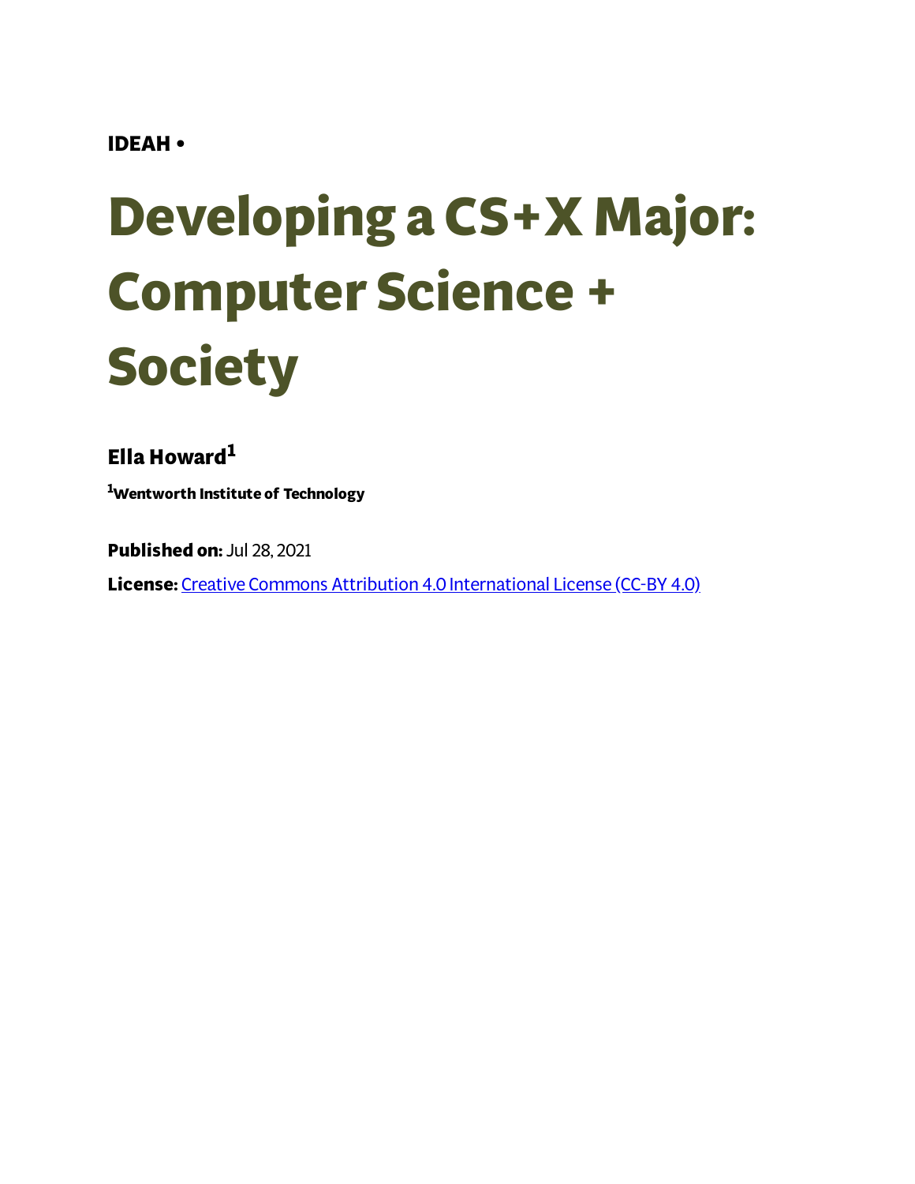**IDEAH •**

# Developing a CS+X Major: Computer Science + Society

**Ella Howard**[1]

[1]**Wentworth Institute of Technology**

**Published on:** Jul 28, 2021

**License:** [Creative Commons Attribution 4.0 International License (CC-BY 4.0)](https://creativecommons.org/licenses/by/4.0/)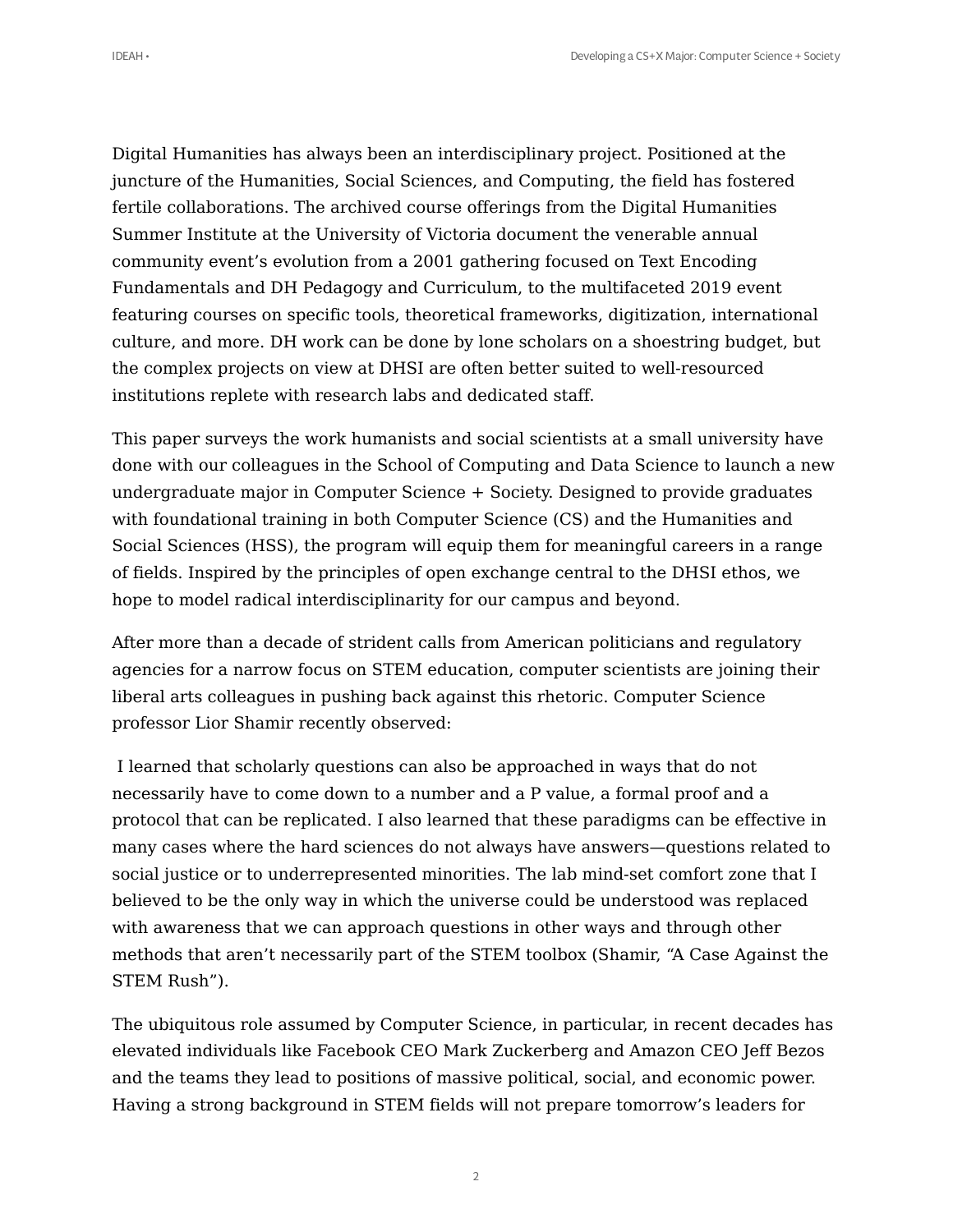Digital Humanities has always been an interdisciplinary project. Positioned at the juncture of the Humanities, Social Sciences, and Computing, the field has fostered fertile collaborations. The archived course offerings from the Digital Humanities Summer Institute at the University of Victoria document the venerable annual community event's evolution from a 2001 gathering focused on Text Encoding Fundamentals and DH Pedagogy and Curriculum, to the multifaceted 2019 event featuring courses on specific tools, theoretical frameworks, digitization, international culture, and more. DH work can be done by lone scholars on a shoestring budget, but the complex projects on view at DHSI are often better suited to well-resourced institutions replete with research labs and dedicated staff.

This paper surveys the work humanists and social scientists at a small university have done with our colleagues in the School of Computing and Data Science to launch a new undergraduate major in Computer Science + Society. Designed to provide graduates with foundational training in both Computer Science (CS) and the Humanities and Social Sciences (HSS), the program will equip them for meaningful careers in a range of fields. Inspired by the principles of open exchange central to the DHSI ethos, we hope to model radical interdisciplinarity for our campus and beyond.

After more than a decade of strident calls from American politicians and regulatory agencies for a narrow focus on STEM education, computer scientists are joining their liberal arts colleagues in pushing back against this rhetoric. Computer Science professor Lior Shamir recently observed:

> I learned that scholarly questions can also be approached in ways that do not necessarily have to come down to a number and a P value, a formal proof and a protocol that can be replicated. I also learned that these paradigms can be effective in many cases where the hard sciences do not always have answers—questions related to social justice or to underrepresented minorities. The lab mind-set comfort zone that I believed to be the only way in which the universe could be understood was replaced with awareness that we can approach questions in other ways and through other methods that aren't necessarily part of the STEM toolbox (Shamir, "A Case Against the STEM Rush").

The ubiquitous role assumed by Computer Science, in particular, in recent decades has elevated individuals like Facebook CEO Mark Zuckerberg and Amazon CEO Jeff Bezos and the teams they lead to positions of massive political, social, and economic power. Having a strong background in STEM fields will not prepare tomorrow's leaders for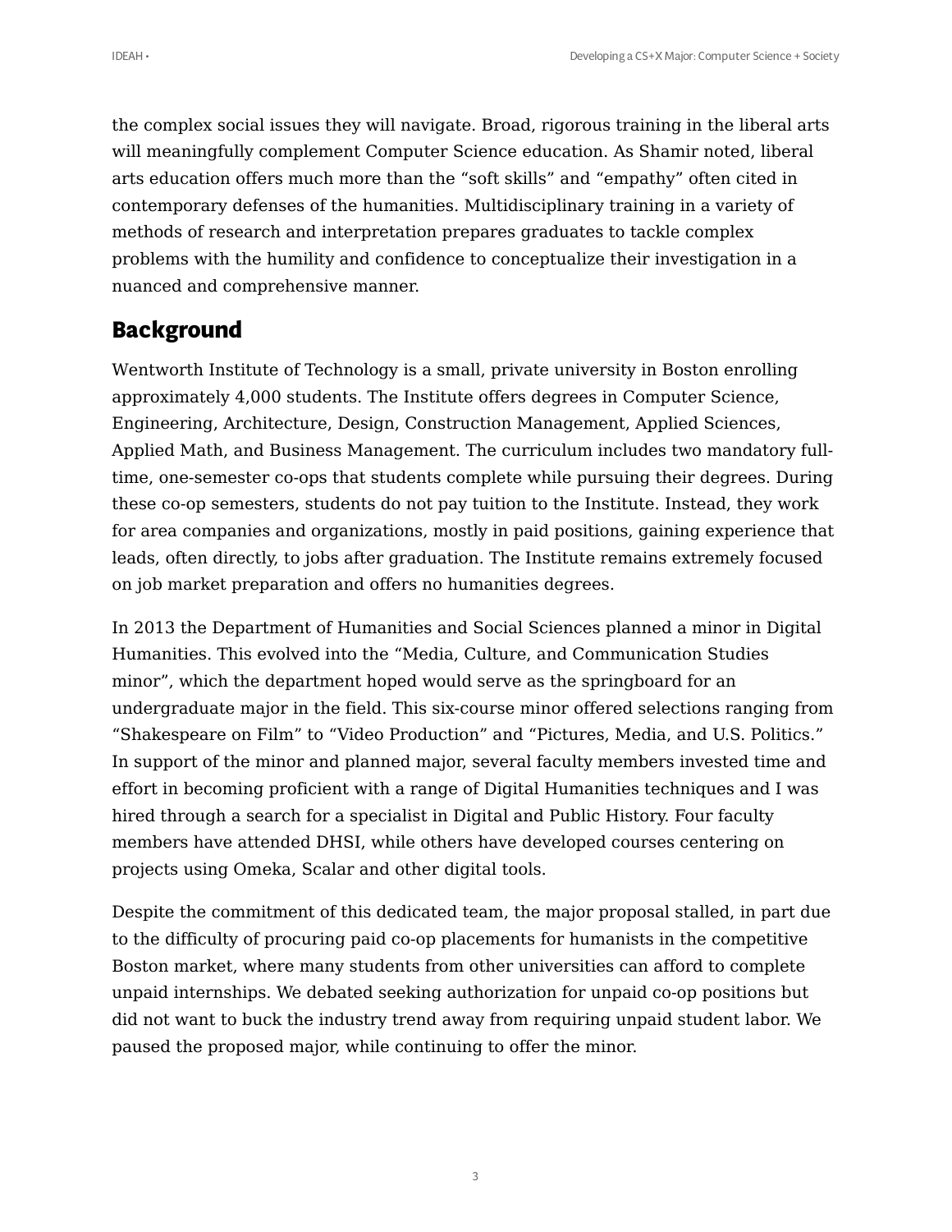the complex social issues they will navigate. Broad, rigorous training in the liberal arts will meaningfully complement Computer Science education. As Shamir noted, liberal arts education offers much more than the "soft skills" and "empathy" often cited in contemporary defenses of the humanities. Multidisciplinary training in a variety of methods of research and interpretation prepares graduates to tackle complex problems with the humility and confidence to conceptualize their investigation in a nuanced and comprehensive manner.

## Background

Wentworth Institute of Technology is a small, private university in Boston enrolling approximately 4,000 students. The Institute offers degrees in Computer Science, Engineering, Architecture, Design, Construction Management, Applied Sciences, Applied Math, and Business Management. The curriculum includes two mandatory full-time, one-semester co-ops that students complete while pursuing their degrees. During these co-op semesters, students do not pay tuition to the Institute. Instead, they work for area companies and organizations, mostly in paid positions, gaining experience that leads, often directly, to jobs after graduation. The Institute remains extremely focused on job market preparation and offers no humanities degrees.

In 2013 the Department of Humanities and Social Sciences planned a minor in Digital Humanities. This evolved into the "Media, Culture, and Communication Studies minor", which the department hoped would serve as the springboard for an undergraduate major in the field. This six-course minor offered selections ranging from "Shakespeare on Film" to "Video Production" and "Pictures, Media, and U.S. Politics." In support of the minor and planned major, several faculty members invested time and effort in becoming proficient with a range of Digital Humanities techniques and I was hired through a search for a specialist in Digital and Public History. Four faculty members have attended DHSI, while others have developed courses centering on projects using Omeka, Scalar and other digital tools.

Despite the commitment of this dedicated team, the major proposal stalled, in part due to the difficulty of procuring paid co-op placements for humanists in the competitive Boston market, where many students from other universities can afford to complete unpaid internships. We debated seeking authorization for unpaid co-op positions but did not want to buck the industry trend away from requiring unpaid student labor. We paused the proposed major, while continuing to offer the minor.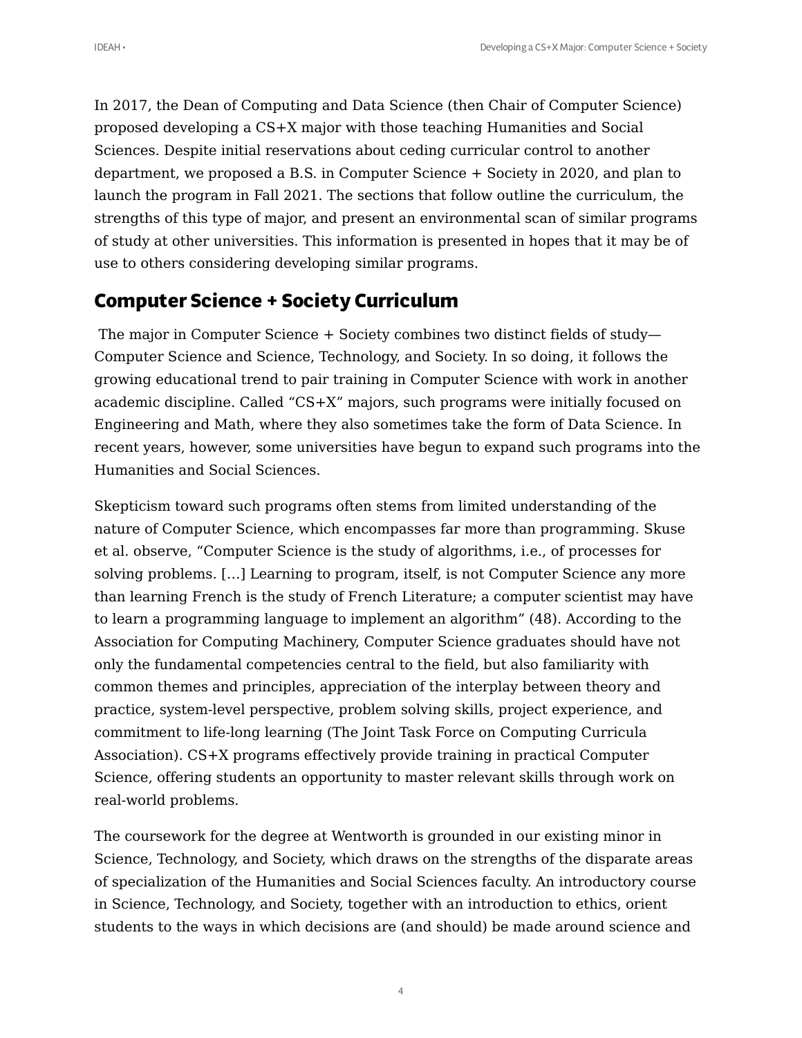In 2017, the Dean of Computing and Data Science (then Chair of Computer Science) proposed developing a CS+X major with those teaching Humanities and Social Sciences. Despite initial reservations about ceding curricular control to another department, we proposed a B.S. in Computer Science + Society in 2020, and plan to launch the program in Fall 2021. The sections that follow outline the curriculum, the strengths of this type of major, and present an environmental scan of similar programs of study at other universities. This information is presented in hopes that it may be of use to others considering developing similar programs.

## Computer Science + Society Curriculum

The major in Computer Science + Society combines two distinct fields of study—Computer Science and Science, Technology, and Society. In so doing, it follows the growing educational trend to pair training in Computer Science with work in another academic discipline. Called "CS+X" majors, such programs were initially focused on Engineering and Math, where they also sometimes take the form of Data Science. In recent years, however, some universities have begun to expand such programs into the Humanities and Social Sciences.

Skepticism toward such programs often stems from limited understanding of the nature of Computer Science, which encompasses far more than programming. Skuse et al. observe, "Computer Science is the study of algorithms, i.e., of processes for solving problems. [...] Learning to program, itself, is not Computer Science any more than learning French is the study of French Literature; a computer scientist may have to learn a programming language to implement an algorithm" (48). According to the Association for Computing Machinery, Computer Science graduates should have not only the fundamental competencies central to the field, but also familiarity with common themes and principles, appreciation of the interplay between theory and practice, system-level perspective, problem solving skills, project experience, and commitment to life-long learning (The Joint Task Force on Computing Curricula Association). CS+X programs effectively provide training in practical Computer Science, offering students an opportunity to master relevant skills through work on real-world problems.

The coursework for the degree at Wentworth is grounded in our existing minor in Science, Technology, and Society, which draws on the strengths of the disparate areas of specialization of the Humanities and Social Sciences faculty. An introductory course in Science, Technology, and Society, together with an introduction to ethics, orient students to the ways in which decisions are (and should) be made around science and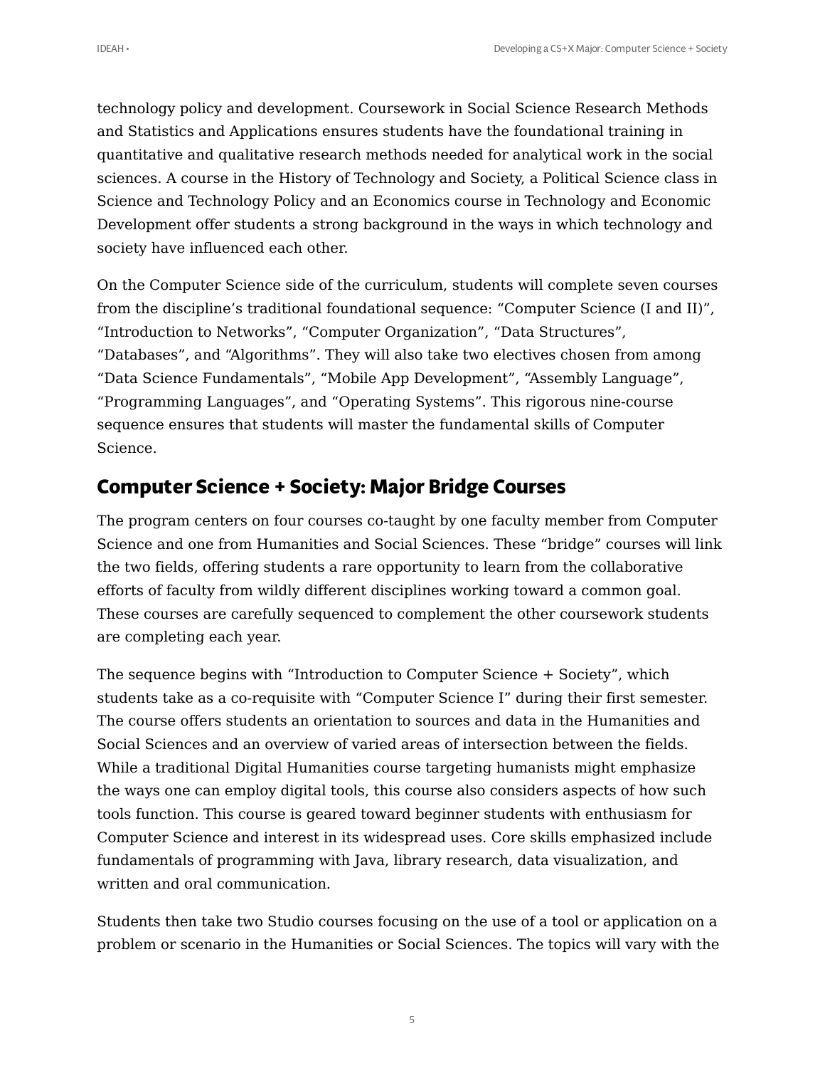technology policy and development. Coursework in Social Science Research Methods and Statistics and Applications ensures students have the foundational training in quantitative and qualitative research methods needed for analytical work in the social sciences. A course in the History of Technology and Society, a Political Science class in Science and Technology Policy and an Economics course in Technology and Economic Development offer students a strong background in the ways in which technology and society have influenced each other.

On the Computer Science side of the curriculum, students will complete seven courses from the discipline's traditional foundational sequence: "Computer Science (I and II)", "Introduction to Networks", "Computer Organization", "Data Structures", "Databases", and "Algorithms". They will also take two electives chosen from among "Data Science Fundamentals", "Mobile App Development", "Assembly Language", "Programming Languages", and "Operating Systems". This rigorous nine-course sequence ensures that students will master the fundamental skills of Computer Science.

## Computer Science + Society: Major Bridge Courses

The program centers on four courses co-taught by one faculty member from Computer Science and one from Humanities and Social Sciences. These "bridge" courses will link the two fields, offering students a rare opportunity to learn from the collaborative efforts of faculty from wildly different disciplines working toward a common goal. These courses are carefully sequenced to complement the other coursework students are completing each year.

The sequence begins with "Introduction to Computer Science + Society", which students take as a co-requisite with "Computer Science I" during their first semester. The course offers students an orientation to sources and data in the Humanities and Social Sciences and an overview of varied areas of intersection between the fields. While a traditional Digital Humanities course targeting humanists might emphasize the ways one can employ digital tools, this course also considers aspects of how such tools function. This course is geared toward beginner students with enthusiasm for Computer Science and interest in its widespread uses. Core skills emphasized include fundamentals of programming with Java, library research, data visualization, and written and oral communication.

Students then take two Studio courses focusing on the use of a tool or application on a problem or scenario in the Humanities or Social Sciences. The topics will vary with the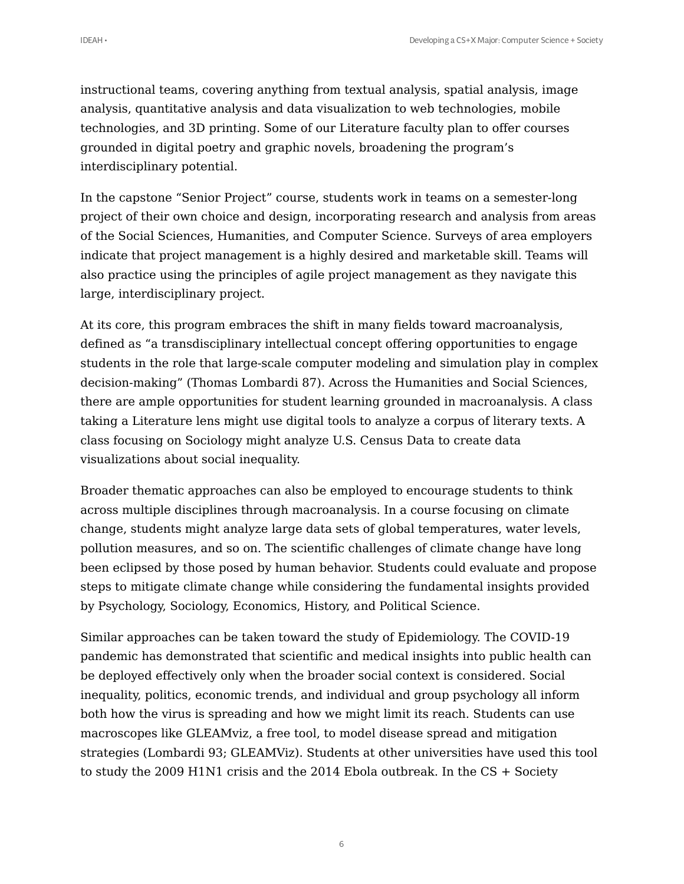instructional teams, covering anything from textual analysis, spatial analysis, image analysis, quantitative analysis and data visualization to web technologies, mobile technologies, and 3D printing. Some of our Literature faculty plan to offer courses grounded in digital poetry and graphic novels, broadening the program's interdisciplinary potential.

In the capstone "Senior Project" course, students work in teams on a semester-long project of their own choice and design, incorporating research and analysis from areas of the Social Sciences, Humanities, and Computer Science. Surveys of area employers indicate that project management is a highly desired and marketable skill. Teams will also practice using the principles of agile project management as they navigate this large, interdisciplinary project.

At its core, this program embraces the shift in many fields toward macroanalysis, defined as "a transdisciplinary intellectual concept offering opportunities to engage students in the role that large-scale computer modeling and simulation play in complex decision-making" (Thomas Lombardi 87). Across the Humanities and Social Sciences, there are ample opportunities for student learning grounded in macroanalysis. A class taking a Literature lens might use digital tools to analyze a corpus of literary texts. A class focusing on Sociology might analyze U.S. Census Data to create data visualizations about social inequality.

Broader thematic approaches can also be employed to encourage students to think across multiple disciplines through macroanalysis. In a course focusing on climate change, students might analyze large data sets of global temperatures, water levels, pollution measures, and so on. The scientific challenges of climate change have long been eclipsed by those posed by human behavior. Students could evaluate and propose steps to mitigate climate change while considering the fundamental insights provided by Psychology, Sociology, Economics, History, and Political Science.

Similar approaches can be taken toward the study of Epidemiology. The COVID-19 pandemic has demonstrated that scientific and medical insights into public health can be deployed effectively only when the broader social context is considered. Social inequality, politics, economic trends, and individual and group psychology all inform both how the virus is spreading and how we might limit its reach. Students can use macroscopes like GLEAMviz, a free tool, to model disease spread and mitigation strategies (Lombardi 93; GLEAMViz). Students at other universities have used this tool to study the 2009 H1N1 crisis and the 2014 Ebola outbreak. In the CS + Society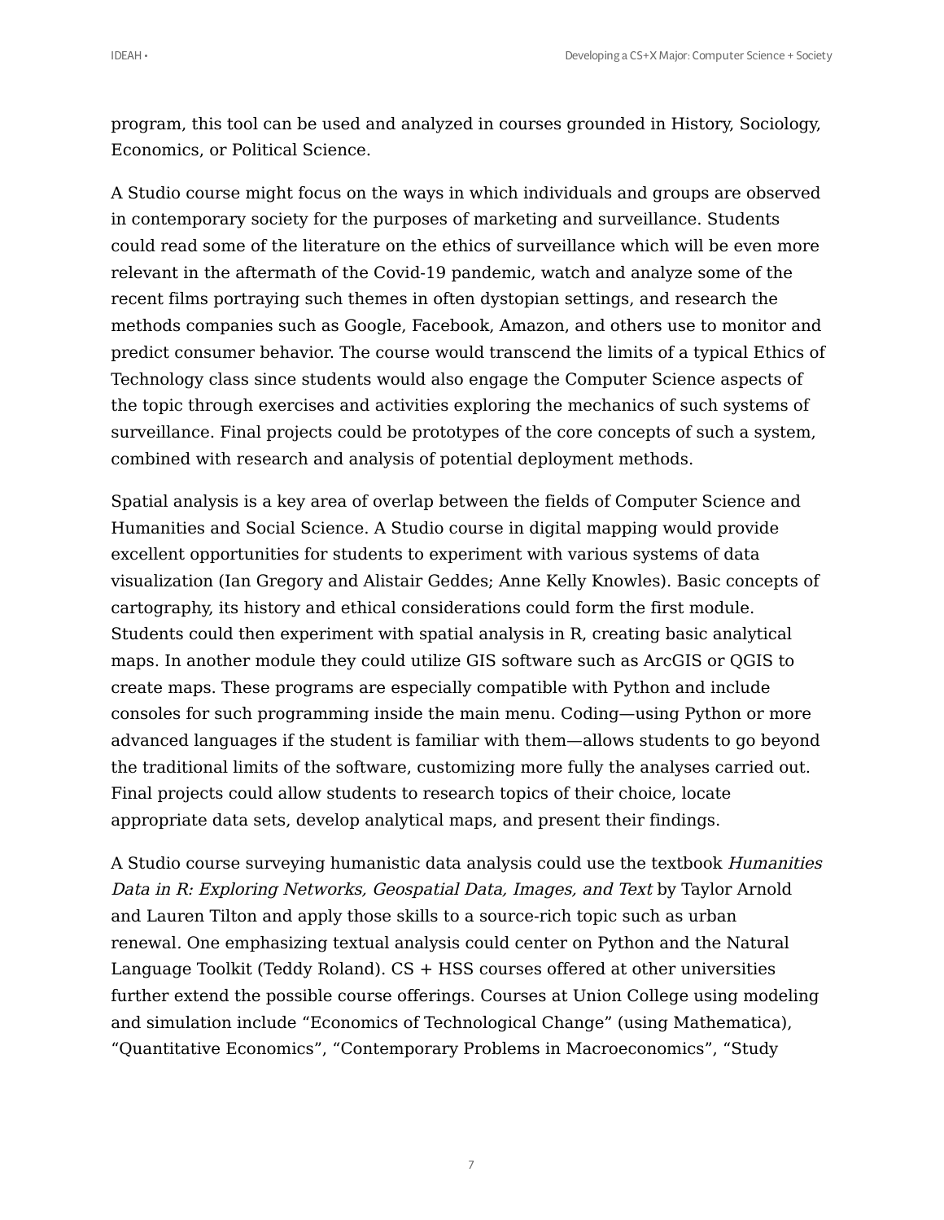program, this tool can be used and analyzed in courses grounded in History, Sociology, Economics, or Political Science.

A Studio course might focus on the ways in which individuals and groups are observed in contemporary society for the purposes of marketing and surveillance. Students could read some of the literature on the ethics of surveillance which will be even more relevant in the aftermath of the Covid-19 pandemic, watch and analyze some of the recent films portraying such themes in often dystopian settings, and research the methods companies such as Google, Facebook, Amazon, and others use to monitor and predict consumer behavior. The course would transcend the limits of a typical Ethics of Technology class since students would also engage the Computer Science aspects of the topic through exercises and activities exploring the mechanics of such systems of surveillance. Final projects could be prototypes of the core concepts of such a system, combined with research and analysis of potential deployment methods.

Spatial analysis is a key area of overlap between the fields of Computer Science and Humanities and Social Science. A Studio course in digital mapping would provide excellent opportunities for students to experiment with various systems of data visualization (Ian Gregory and Alistair Geddes; Anne Kelly Knowles). Basic concepts of cartography, its history and ethical considerations could form the first module. Students could then experiment with spatial analysis in R, creating basic analytical maps. In another module they could utilize GIS software such as ArcGIS or QGIS to create maps. These programs are especially compatible with Python and include consoles for such programming inside the main menu. Coding—using Python or more advanced languages if the student is familiar with them—allows students to go beyond the traditional limits of the software, customizing more fully the analyses carried out. Final projects could allow students to research topics of their choice, locate appropriate data sets, develop analytical maps, and present their findings.

A Studio course surveying humanistic data analysis could use the textbook *Humanities Data in R: Exploring Networks, Geospatial Data, Images, and Text* by Taylor Arnold and Lauren Tilton and apply those skills to a source-rich topic such as urban renewal. One emphasizing textual analysis could center on Python and the Natural Language Toolkit (Teddy Roland). CS + HSS courses offered at other universities further extend the possible course offerings. Courses at Union College using modeling and simulation include "Economics of Technological Change" (using Mathematica), "Quantitative Economics", "Contemporary Problems in Macroeconomics", "Study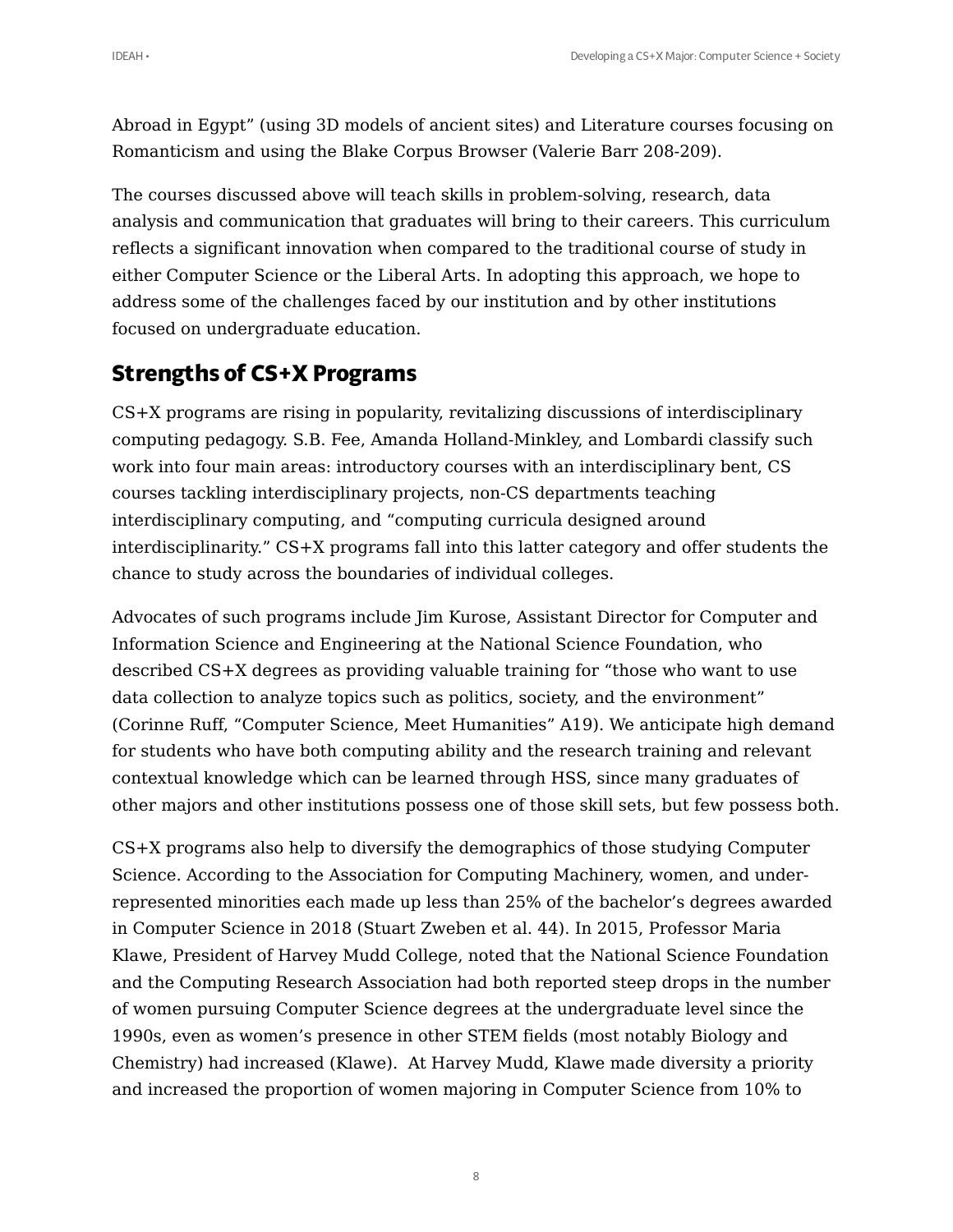Abroad in Egypt" (using 3D models of ancient sites) and Literature courses focusing on Romanticism and using the Blake Corpus Browser (Valerie Barr 208-209).

The courses discussed above will teach skills in problem-solving, research, data analysis and communication that graduates will bring to their careers. This curriculum reflects a significant innovation when compared to the traditional course of study in either Computer Science or the Liberal Arts. In adopting this approach, we hope to address some of the challenges faced by our institution and by other institutions focused on undergraduate education.

## Strengths of CS+X Programs

CS+X programs are rising in popularity, revitalizing discussions of interdisciplinary computing pedagogy. S.B. Fee, Amanda Holland-Minkley, and Lombardi classify such work into four main areas: introductory courses with an interdisciplinary bent, CS courses tackling interdisciplinary projects, non-CS departments teaching interdisciplinary computing, and "computing curricula designed around interdisciplinarity." CS+X programs fall into this latter category and offer students the chance to study across the boundaries of individual colleges.

Advocates of such programs include Jim Kurose, Assistant Director for Computer and Information Science and Engineering at the National Science Foundation, who described CS+X degrees as providing valuable training for "those who want to use data collection to analyze topics such as politics, society, and the environment" (Corinne Ruff, "Computer Science, Meet Humanities" A19). We anticipate high demand for students who have both computing ability and the research training and relevant contextual knowledge which can be learned through HSS, since many graduates of other majors and other institutions possess one of those skill sets, but few possess both.

CS+X programs also help to diversify the demographics of those studying Computer Science. According to the Association for Computing Machinery, women, and under-represented minorities each made up less than 25% of the bachelor's degrees awarded in Computer Science in 2018 (Stuart Zweben et al. 44). In 2015, Professor Maria Klawe, President of Harvey Mudd College, noted that the National Science Foundation and the Computing Research Association had both reported steep drops in the number of women pursuing Computer Science degrees at the undergraduate level since the 1990s, even as women's presence in other STEM fields (most notably Biology and Chemistry) had increased (Klawe). At Harvey Mudd, Klawe made diversity a priority and increased the proportion of women majoring in Computer Science from 10% to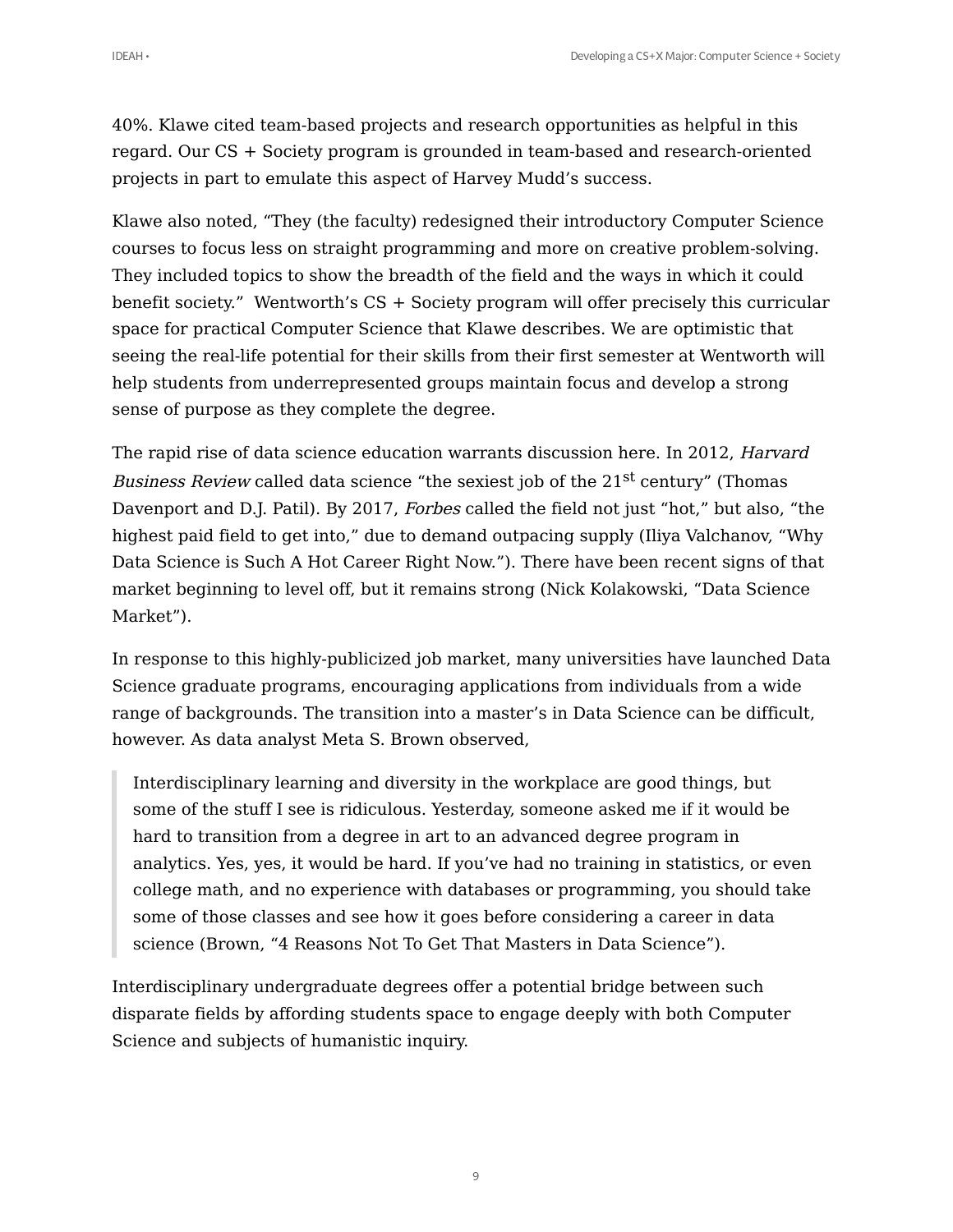40%. Klawe cited team-based projects and research opportunities as helpful in this regard. Our CS + Society program is grounded in team-based and research-oriented projects in part to emulate this aspect of Harvey Mudd's success.

Klawe also noted, "They (the faculty) redesigned their introductory Computer Science courses to focus less on straight programming and more on creative problem-solving. They included topics to show the breadth of the field and the ways in which it could benefit society." Wentworth's CS + Society program will offer precisely this curricular space for practical Computer Science that Klawe describes. We are optimistic that seeing the real-life potential for their skills from their first semester at Wentworth will help students from underrepresented groups maintain focus and develop a strong sense of purpose as they complete the degree.

The rapid rise of data science education warrants discussion here. In 2012, *Harvard Business Review* called data science "the sexiest job of the 21st century" (Thomas Davenport and D.J. Patil). By 2017, *Forbes* called the field not just "hot," but also, "the highest paid field to get into," due to demand outpacing supply (Iliya Valchanov, "Why Data Science is Such A Hot Career Right Now."). There have been recent signs of that market beginning to level off, but it remains strong (Nick Kolakowski, "Data Science Market").

In response to this highly-publicized job market, many universities have launched Data Science graduate programs, encouraging applications from individuals from a wide range of backgrounds. The transition into a master's in Data Science can be difficult, however. As data analyst Meta S. Brown observed,

> Interdisciplinary learning and diversity in the workplace are good things, but some of the stuff I see is ridiculous. Yesterday, someone asked me if it would be hard to transition from a degree in art to an advanced degree program in analytics. Yes, yes, it would be hard. If you've had no training in statistics, or even college math, and no experience with databases or programming, you should take some of those classes and see how it goes before considering a career in data science (Brown, "4 Reasons Not To Get That Masters in Data Science").

Interdisciplinary undergraduate degrees offer a potential bridge between such disparate fields by affording students space to engage deeply with both Computer Science and subjects of humanistic inquiry.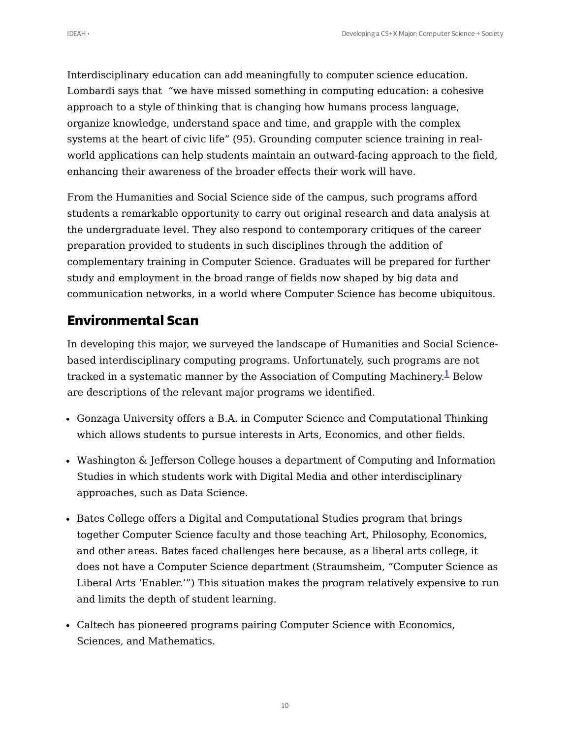Interdisciplinary education can add meaningfully to computer science education. Lombardi says that "we have missed something in computing education: a cohesive approach to a style of thinking that is changing how humans process language, organize knowledge, understand space and time, and grapple with the complex systems at the heart of civic life" (95). Grounding computer science training in real-world applications can help students maintain an outward-facing approach to the field, enhancing their awareness of the broader effects their work will have.

From the Humanities and Social Science side of the campus, such programs afford students a remarkable opportunity to carry out original research and data analysis at the undergraduate level. They also respond to contemporary critiques of the career preparation provided to students in such disciplines through the addition of complementary training in Computer Science. Graduates will be prepared for further study and employment in the broad range of fields now shaped by big data and communication networks, in a world where Computer Science has become ubiquitous.

## Environmental Scan

In developing this major, we surveyed the landscape of Humanities and Social Science-based interdisciplinary computing programs. Unfortunately, such programs are not tracked in a systematic manner by the Association of Computing Machinery.[1] Below are descriptions of the relevant major programs we identified.

- Gonzaga University offers a B.A. in Computer Science and Computational Thinking which allows students to pursue interests in Arts, Economics, and other fields.
- Washington & Jefferson College houses a department of Computing and Information Studies in which students work with Digital Media and other interdisciplinary approaches, such as Data Science.
- Bates College offers a Digital and Computational Studies program that brings together Computer Science faculty and those teaching Art, Philosophy, Economics, and other areas. Bates faced challenges here because, as a liberal arts college, it does not have a Computer Science department (Straumsheim, "Computer Science as Liberal Arts 'Enabler.'") This situation makes the program relatively expensive to run and limits the depth of student learning.
- Caltech has pioneered programs pairing Computer Science with Economics, Sciences, and Mathematics.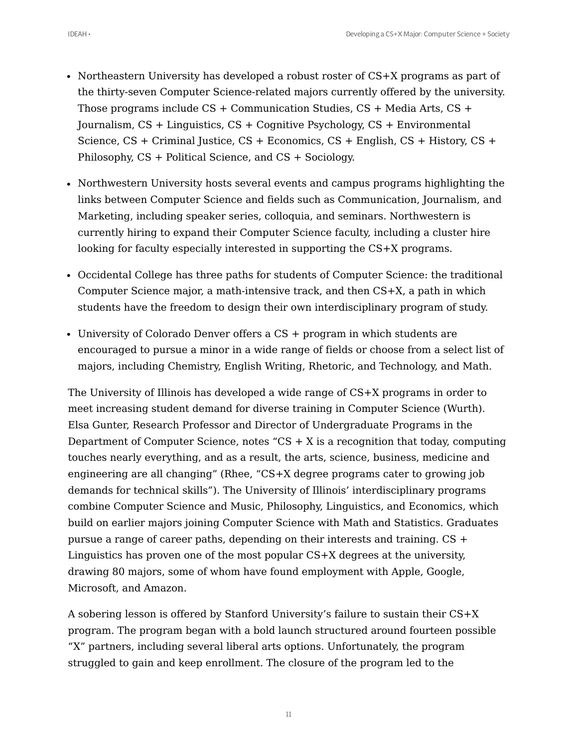- Northeastern University has developed a robust roster of CS+X programs as part of the thirty-seven Computer Science-related majors currently offered by the university. Those programs include CS + Communication Studies, CS + Media Arts, CS + Journalism, CS + Linguistics, CS + Cognitive Psychology, CS + Environmental Science, CS + Criminal Justice, CS + Economics, CS + English, CS + History, CS + Philosophy, CS + Political Science, and CS + Sociology.
- Northwestern University hosts several events and campus programs highlighting the links between Computer Science and fields such as Communication, Journalism, and Marketing, including speaker series, colloquia, and seminars. Northwestern is currently hiring to expand their Computer Science faculty, including a cluster hire looking for faculty especially interested in supporting the CS+X programs.
- Occidental College has three paths for students of Computer Science: the traditional Computer Science major, a math-intensive track, and then CS+X, a path in which students have the freedom to design their own interdisciplinary program of study.
- University of Colorado Denver offers a CS + program in which students are encouraged to pursue a minor in a wide range of fields or choose from a select list of majors, including Chemistry, English Writing, Rhetoric, and Technology, and Math.

The University of Illinois has developed a wide range of CS+X programs in order to meet increasing student demand for diverse training in Computer Science (Wurth). Elsa Gunter, Research Professor and Director of Undergraduate Programs in the Department of Computer Science, notes "CS + X is a recognition that today, computing touches nearly everything, and as a result, the arts, science, business, medicine and engineering are all changing" (Rhee, "CS+X degree programs cater to growing job demands for technical skills"). The University of Illinois' interdisciplinary programs combine Computer Science and Music, Philosophy, Linguistics, and Economics, which build on earlier majors joining Computer Science with Math and Statistics. Graduates pursue a range of career paths, depending on their interests and training. CS + Linguistics has proven one of the most popular CS+X degrees at the university, drawing 80 majors, some of whom have found employment with Apple, Google, Microsoft, and Amazon.

A sobering lesson is offered by Stanford University's failure to sustain their CS+X program. The program began with a bold launch structured around fourteen possible "X" partners, including several liberal arts options. Unfortunately, the program struggled to gain and keep enrollment. The closure of the program led to the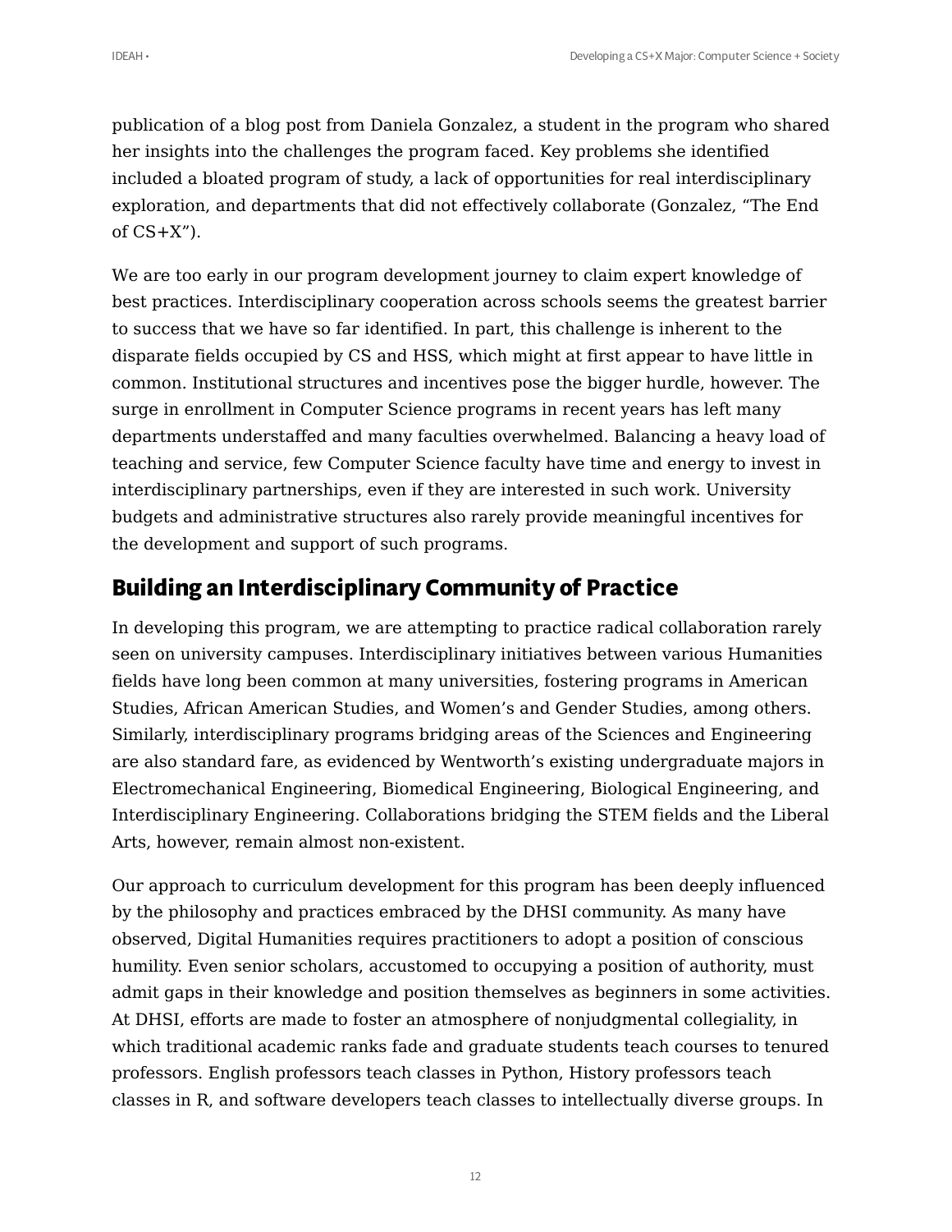publication of a blog post from Daniela Gonzalez, a student in the program who shared her insights into the challenges the program faced. Key problems she identified included a bloated program of study, a lack of opportunities for real interdisciplinary exploration, and departments that did not effectively collaborate (Gonzalez, "The End of CS+X").

We are too early in our program development journey to claim expert knowledge of best practices. Interdisciplinary cooperation across schools seems the greatest barrier to success that we have so far identified. In part, this challenge is inherent to the disparate fields occupied by CS and HSS, which might at first appear to have little in common. Institutional structures and incentives pose the bigger hurdle, however. The surge in enrollment in Computer Science programs in recent years has left many departments understaffed and many faculties overwhelmed. Balancing a heavy load of teaching and service, few Computer Science faculty have time and energy to invest in interdisciplinary partnerships, even if they are interested in such work. University budgets and administrative structures also rarely provide meaningful incentives for the development and support of such programs.

## Building an Interdisciplinary Community of Practice

In developing this program, we are attempting to practice radical collaboration rarely seen on university campuses. Interdisciplinary initiatives between various Humanities fields have long been common at many universities, fostering programs in American Studies, African American Studies, and Women's and Gender Studies, among others. Similarly, interdisciplinary programs bridging areas of the Sciences and Engineering are also standard fare, as evidenced by Wentworth's existing undergraduate majors in Electromechanical Engineering, Biomedical Engineering, Biological Engineering, and Interdisciplinary Engineering. Collaborations bridging the STEM fields and the Liberal Arts, however, remain almost non-existent.

Our approach to curriculum development for this program has been deeply influenced by the philosophy and practices embraced by the DHSI community. As many have observed, Digital Humanities requires practitioners to adopt a position of conscious humility. Even senior scholars, accustomed to occupying a position of authority, must admit gaps in their knowledge and position themselves as beginners in some activities. At DHSI, efforts are made to foster an atmosphere of nonjudgmental collegiality, in which traditional academic ranks fade and graduate students teach courses to tenured professors. English professors teach classes in Python, History professors teach classes in R, and software developers teach classes to intellectually diverse groups. In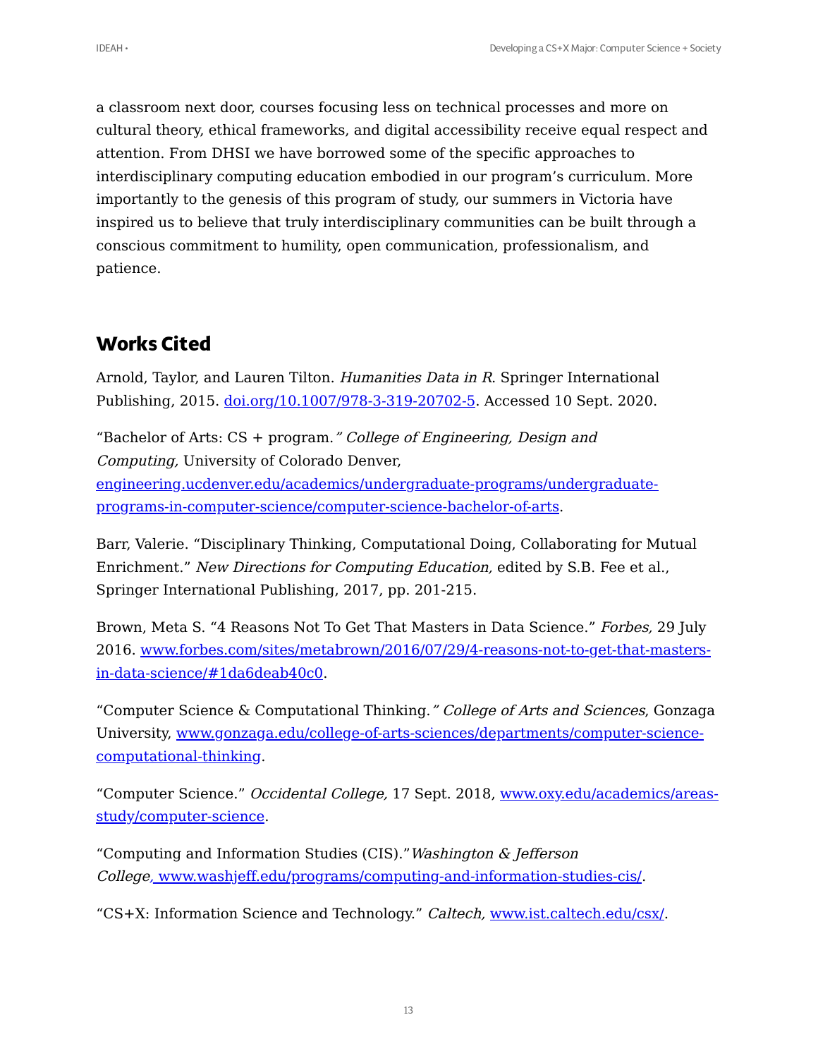a classroom next door, courses focusing less on technical processes and more on cultural theory, ethical frameworks, and digital accessibility receive equal respect and attention. From DHSI we have borrowed some of the specific approaches to interdisciplinary computing education embodied in our program's curriculum. More importantly to the genesis of this program of study, our summers in Victoria have inspired us to believe that truly interdisciplinary communities can be built through a conscious commitment to humility, open communication, professionalism, and patience.

## Works Cited

Arnold, Taylor, and Lauren Tilton. *Humanities Data in R*. Springer International Publishing, 2015. [doi.org/10.1007/978-3-319-20702-5](https://doi.org/10.1007/978-3-319-20702-5). Accessed 10 Sept. 2020.

"Bachelor of Arts: CS + program." *College of Engineering, Design and Computing,* University of Colorado Denver, [engineering.ucdenver.edu/academics/undergraduate-programs/undergraduate-programs-in-computer-science/computer-science-bachelor-of-arts](https://engineering.ucdenver.edu/academics/undergraduate-programs/undergraduate-programs-in-computer-science/computer-science-bachelor-of-arts).

Barr, Valerie. "Disciplinary Thinking, Computational Doing, Collaborating for Mutual Enrichment." *New Directions for Computing Education,* edited by S.B. Fee et al., Springer International Publishing, 2017, pp. 201-215.

Brown, Meta S. "4 Reasons Not To Get That Masters in Data Science." *Forbes,* 29 July 2016. [www.forbes.com/sites/metabrown/2016/07/29/4-reasons-not-to-get-that-masters-in-data-science/#1da6deab40c0](https://www.forbes.com/sites/metabrown/2016/07/29/4-reasons-not-to-get-that-masters-in-data-science/#1da6deab40c0).

"Computer Science & Computational Thinking." *College of Arts and Sciences*, Gonzaga University, [www.gonzaga.edu/college-of-arts-sciences/departments/computer-science-computational-thinking](https://www.gonzaga.edu/college-of-arts-sciences/departments/computer-science-computational-thinking).

"Computer Science." *Occidental College,* 17 Sept. 2018, [www.oxy.edu/academics/areas-study/computer-science](https://www.oxy.edu/academics/areas-study/computer-science).

"Computing and Information Studies (CIS)." *Washington & Jefferson College,* [www.washjeff.edu/programs/computing-and-information-studies-cis/](https://www.washjeff.edu/programs/computing-and-information-studies-cis/).

"CS+X: Information Science and Technology." *Caltech,* [www.ist.caltech.edu/csx/](https://www.ist.caltech.edu/csx/).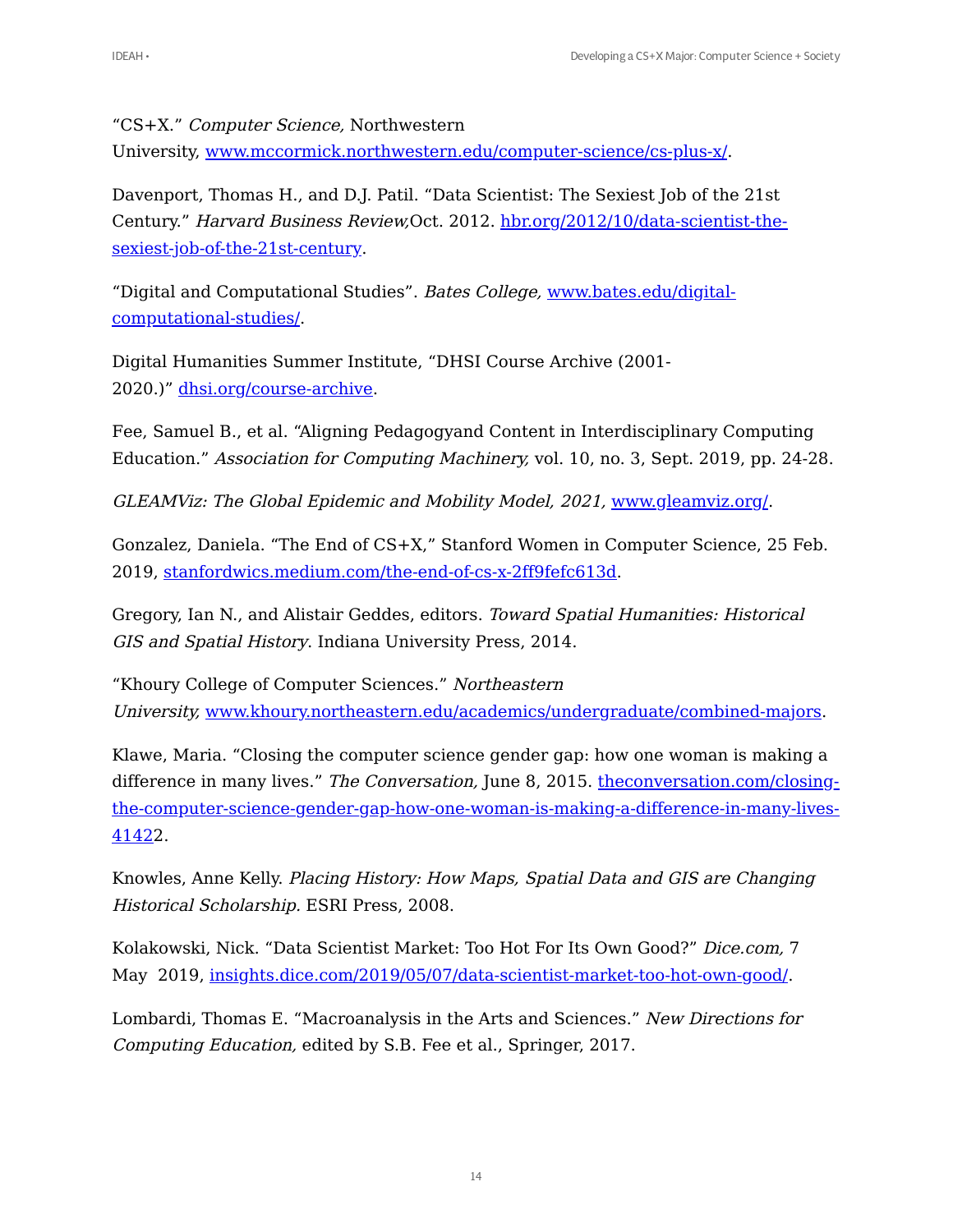"CS+X." *Computer Science,* Northwestern University, [www.mccormick.northwestern.edu/computer-science/cs-plus-x/](www.mccormick.northwestern.edu/computer-science/cs-plus-x/).

Davenport, Thomas H., and D.J. Patil. "Data Scientist: The Sexiest Job of the 21st Century." *Harvard Business Review,*Oct. 2012. [hbr.org/2012/10/data-scientist-the-sexiest-job-of-the-21st-century](hbr.org/2012/10/data-scientist-the-sexiest-job-of-the-21st-century).

"Digital and Computational Studies". *Bates College,* [www.bates.edu/digital-computational-studies/](www.bates.edu/digital-computational-studies/).

Digital Humanities Summer Institute, "DHSI Course Archive (2001-2020.)" [dhsi.org/course-archive](dhsi.org/course-archive).

Fee, Samuel B., et al. "Aligning Pedagogyand Content in Interdisciplinary Computing Education." *Association for Computing Machinery,* vol. 10, no. 3, Sept. 2019, pp. 24-28.

*GLEAMViz: The Global Epidemic and Mobility Model, 2021,* [www.gleamviz.org/](www.gleamviz.org/).

Gonzalez, Daniela. "The End of CS+X," Stanford Women in Computer Science, 25 Feb. 2019, [stanfordwics.medium.com/the-end-of-cs-x-2ff9fefc613d](stanfordwics.medium.com/the-end-of-cs-x-2ff9fefc613d).

Gregory, Ian N., and Alistair Geddes, editors. *Toward Spatial Humanities: Historical GIS and Spatial History*. Indiana University Press, 2014.

"Khoury College of Computer Sciences." *Northeastern University,* [www.khoury.northeastern.edu/academics/undergraduate/combined-majors](www.khoury.northeastern.edu/academics/undergraduate/combined-majors).

Klawe, Maria. "Closing the computer science gender gap: how one woman is making a difference in many lives." *The Conversation,* June 8, 2015. [theconversation.com/closing-the-computer-science-gender-gap-how-one-woman-is-making-a-difference-in-many-lives-41422](theconversation.com/closing-the-computer-science-gender-gap-how-one-woman-is-making-a-difference-in-many-lives-41422).

Knowles, Anne Kelly. *Placing History: How Maps, Spatial Data and GIS are Changing Historical Scholarship*. ESRI Press, 2008.

Kolakowski, Nick. "Data Scientist Market: Too Hot For Its Own Good?" *Dice.com,* 7 May 2019, [insights.dice.com/2019/05/07/data-scientist-market-too-hot-own-good/](insights.dice.com/2019/05/07/data-scientist-market-too-hot-own-good/).

Lombardi, Thomas E. "Macroanalysis in the Arts and Sciences." *New Directions for Computing Education,* edited by S.B. Fee et al., Springer, 2017.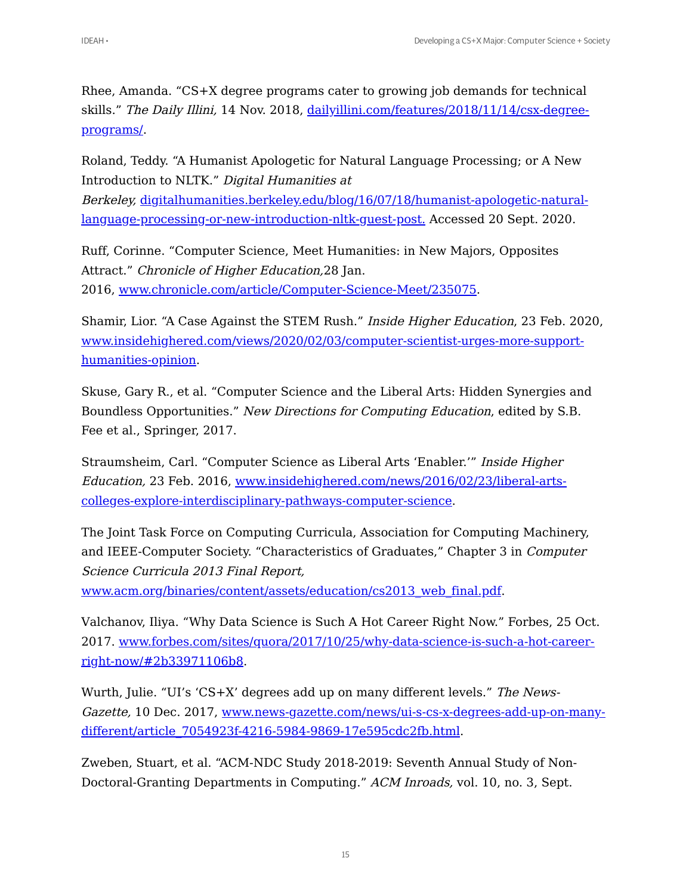Rhee, Amanda. "CS+X degree programs cater to growing job demands for technical skills." *The Daily Illini,* 14 Nov. 2018, [dailyillini.com/features/2018/11/14/csx-degree-programs/](dailyillini.com/features/2018/11/14/csx-degree-programs/).

Roland, Teddy. "A Humanist Apologetic for Natural Language Processing; or A New Introduction to NLTK." *Digital Humanities at Berkeley,* [digitalhumanities.berkeley.edu/blog/16/07/18/humanist-apologetic-natural-language-processing-or-new-introduction-nltk-guest-post.](digitalhumanities.berkeley.edu/blog/16/07/18/humanist-apologetic-natural-language-processing-or-new-introduction-nltk-guest-post) Accessed 20 Sept. 2020.

Ruff, Corinne. "Computer Science, Meet Humanities: in New Majors, Opposites Attract." *Chronicle of Higher Education,*28 Jan. 2016, [www.chronicle.com/article/Computer-Science-Meet/235075](www.chronicle.com/article/Computer-Science-Meet/235075).

Shamir, Lior. "A Case Against the STEM Rush." *Inside Higher Education*, 23 Feb. 2020, [www.insidehighered.com/views/2020/02/03/computer-scientist-urges-more-support-humanities-opinion](www.insidehighered.com/views/2020/02/03/computer-scientist-urges-more-support-humanities-opinion).

Skuse, Gary R., et al. "Computer Science and the Liberal Arts: Hidden Synergies and Boundless Opportunities." *New Directions for Computing Education*, edited by S.B. Fee et al., Springer, 2017.

Straumsheim, Carl. "Computer Science as Liberal Arts 'Enabler.'" *Inside Higher Education,* 23 Feb. 2016, [www.insidehighered.com/news/2016/02/23/liberal-arts-colleges-explore-interdisciplinary-pathways-computer-science](www.insidehighered.com/news/2016/02/23/liberal-arts-colleges-explore-interdisciplinary-pathways-computer-science).

The Joint Task Force on Computing Curricula, Association for Computing Machinery, and IEEE-Computer Society. "Characteristics of Graduates," Chapter 3 in *Computer Science Curricula 2013 Final Report,* [www.acm.org/binaries/content/assets/education/cs2013_web_final.pdf](www.acm.org/binaries/content/assets/education/cs2013_web_final.pdf).

Valchanov, Iliya. "Why Data Science is Such A Hot Career Right Now." Forbes, 25 Oct. 2017. [www.forbes.com/sites/quora/2017/10/25/why-data-science-is-such-a-hot-career-right-now/#2b33971106b8](www.forbes.com/sites/quora/2017/10/25/why-data-science-is-such-a-hot-career-right-now/#2b33971106b8).

Wurth, Julie. "UI's 'CS+X' degrees add up on many different levels." *The News-Gazette,* 10 Dec. 2017, [www.news-gazette.com/news/ui-s-cs-x-degrees-add-up-on-many-different/article_7054923f-4216-5984-9869-17e595cdc2fb.html](www.news-gazette.com/news/ui-s-cs-x-degrees-add-up-on-many-different/article_7054923f-4216-5984-9869-17e595cdc2fb.html).

Zweben, Stuart, et al. "ACM-NDC Study 2018-2019: Seventh Annual Study of Non-Doctoral-Granting Departments in Computing." *ACM Inroads,* vol. 10, no. 3, Sept.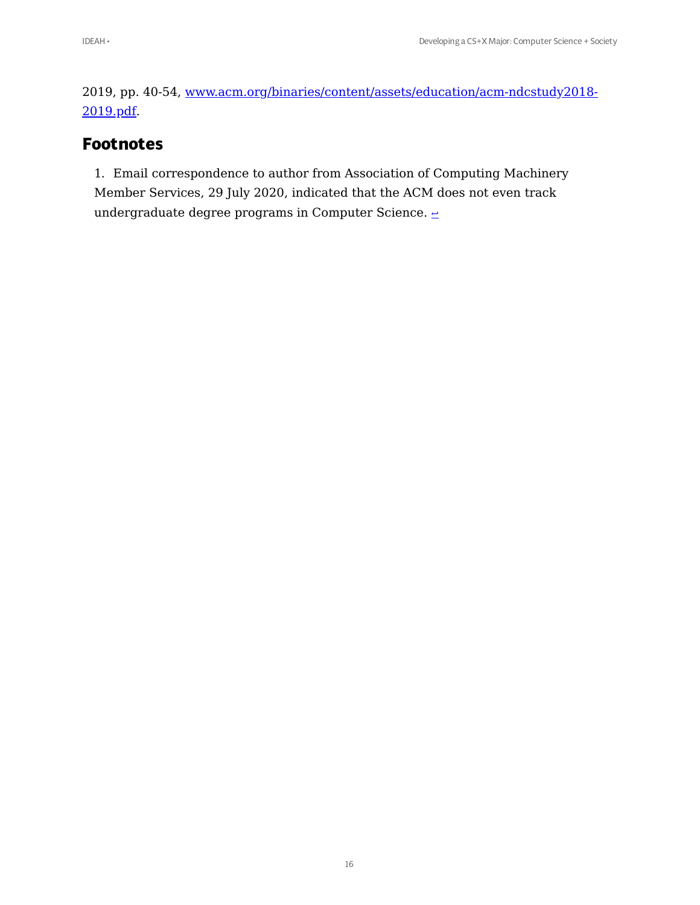2019, pp. 40-54, [www.acm.org/binaries/content/assets/education/acm-ndcstudy2018-2019.pdf](http://www.acm.org/binaries/content/assets/education/acm-ndcstudy2018-2019.pdf).

## Footnotes

1. Email correspondence to author from Association of Computing Machinery Member Services, 29 July 2020, indicated that the ACM does not even track undergraduate degree programs in Computer Science. ↩